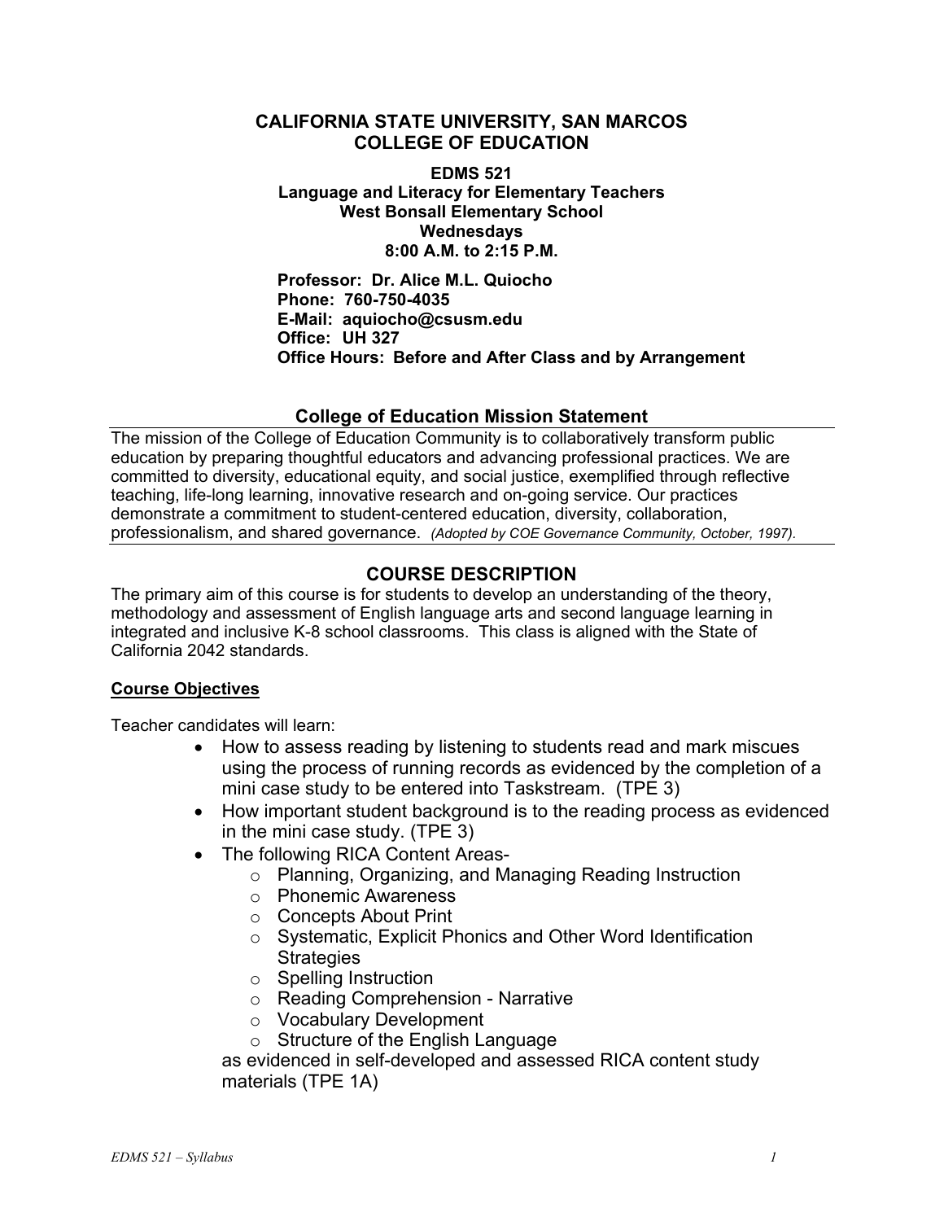# CALIFORNIA STATE UNIVERSITY, SAN MARCOS
# COLLEGE OF EDUCATION

**EDMS 521**
**Language and Literacy for Elementary Teachers**
**West Bonsall Elementary School**
**Wednesdays**
**8:00 A.M. to 2:15 P.M.**

**Professor: Dr. Alice M.L. Quiocho**
**Phone: 760-750-4035**
**E-Mail: aquiocho@csusm.edu**
**Office: UH 327**
**Office Hours: Before and After Class and by Arrangement**

## College of Education Mission Statement

The mission of the College of Education Community is to collaboratively transform public education by preparing thoughtful educators and advancing professional practices. We are committed to diversity, educational equity, and social justice, exemplified through reflective teaching, life-long learning, innovative research and on-going service. Our practices demonstrate a commitment to student-centered education, diversity, collaboration, professionalism, and shared governance. *(Adopted by COE Governance Community, October, 1997).*

## COURSE DESCRIPTION

The primary aim of this course is for students to develop an understanding of the theory, methodology and assessment of English language arts and second language learning in integrated and inclusive K-8 school classrooms. This class is aligned with the State of California 2042 standards.

### Course Objectives

Teacher candidates will learn:

- How to assess reading by listening to students read and mark miscues using the process of running records as evidenced by the completion of a mini case study to be entered into Taskstream. (TPE 3)
- How important student background is to the reading process as evidenced in the mini case study. (TPE 3)
- The following RICA Content Areas-
  - Planning, Organizing, and Managing Reading Instruction
  - Phonemic Awareness
  - Concepts About Print
  - Systematic, Explicit Phonics and Other Word Identification Strategies
  - Spelling Instruction
  - Reading Comprehension - Narrative
  - Vocabulary Development
  - Structure of the English Language

  as evidenced in self-developed and assessed RICA content study materials (TPE 1A)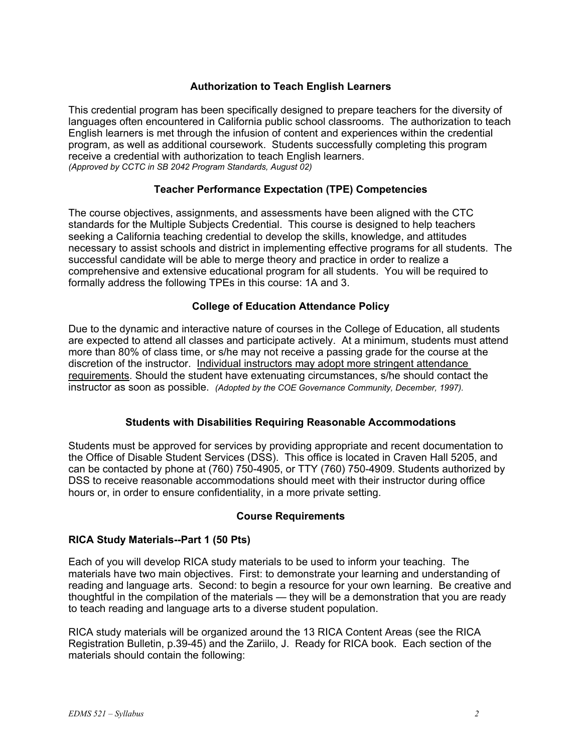## Authorization to Teach English Learners

This credential program has been specifically designed to prepare teachers for the diversity of languages often encountered in California public school classrooms. The authorization to teach English learners is met through the infusion of content and experiences within the credential program, as well as additional coursework. Students successfully completing this program receive a credential with authorization to teach English learners.
*(Approved by CCTC in SB 2042 Program Standards, August 02)*

## Teacher Performance Expectation (TPE) Competencies

The course objectives, assignments, and assessments have been aligned with the CTC standards for the Multiple Subjects Credential. This course is designed to help teachers seeking a California teaching credential to develop the skills, knowledge, and attitudes necessary to assist schools and district in implementing effective programs for all students. The successful candidate will be able to merge theory and practice in order to realize a comprehensive and extensive educational program for all students. You will be required to formally address the following TPEs in this course: 1A and 3.

## College of Education Attendance Policy

Due to the dynamic and interactive nature of courses in the College of Education, all students are expected to attend all classes and participate actively. At a minimum, students must attend more than 80% of class time, or s/he may not receive a passing grade for the course at the discretion of the instructor. Individual instructors may adopt more stringent attendance requirements. Should the student have extenuating circumstances, s/he should contact the instructor as soon as possible. *(Adopted by the COE Governance Community, December, 1997).*

## Students with Disabilities Requiring Reasonable Accommodations

Students must be approved for services by providing appropriate and recent documentation to the Office of Disable Student Services (DSS). This office is located in Craven Hall 5205, and can be contacted by phone at (760) 750-4905, or TTY (760) 750-4909. Students authorized by DSS to receive reasonable accommodations should meet with their instructor during office hours or, in order to ensure confidentiality, in a more private setting.

## Course Requirements

### RICA Study Materials--Part 1 (50 Pts)

Each of you will develop RICA study materials to be used to inform your teaching. The materials have two main objectives. First: to demonstrate your learning and understanding of reading and language arts. Second: to begin a resource for your own learning. Be creative and thoughtful in the compilation of the materials — they will be a demonstration that you are ready to teach reading and language arts to a diverse student population.

RICA study materials will be organized around the 13 RICA Content Areas (see the RICA Registration Bulletin, p.39-45) and the Zariilo, J. Ready for RICA book. Each section of the materials should contain the following: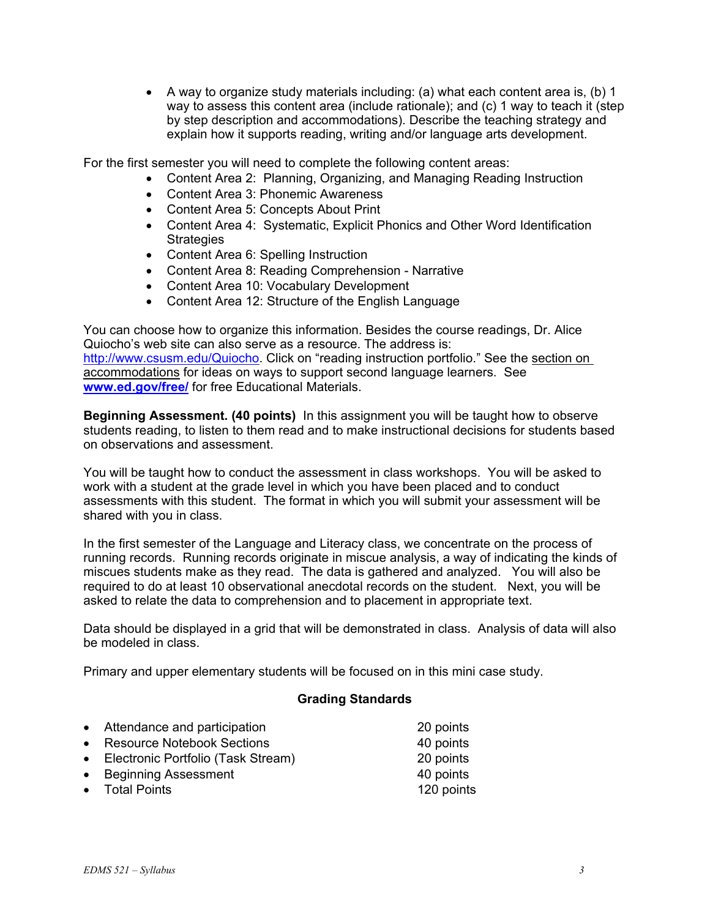- A way to organize study materials including: (a) what each content area is, (b) 1 way to assess this content area (include rationale); and (c) 1 way to teach it (step by step description and accommodations). Describe the teaching strategy and explain how it supports reading, writing and/or language arts development.

For the first semester you will need to complete the following content areas:

- Content Area 2: Planning, Organizing, and Managing Reading Instruction
- Content Area 3: Phonemic Awareness
- Content Area 5: Concepts About Print
- Content Area 4: Systematic, Explicit Phonics and Other Word Identification Strategies
- Content Area 6: Spelling Instruction
- Content Area 8: Reading Comprehension - Narrative
- Content Area 10: Vocabulary Development
- Content Area 12: Structure of the English Language

You can choose how to organize this information. Besides the course readings, Dr. Alice Quiocho's web site can also serve as a resource. The address is: http://www.csusm.edu/Quiocho. Click on "reading instruction portfolio." See the section on accommodations for ideas on ways to support second language learners. See **www.ed.gov/free/** for free Educational Materials.

**Beginning Assessment. (40 points)** In this assignment you will be taught how to observe students reading, to listen to them read and to make instructional decisions for students based on observations and assessment.

You will be taught how to conduct the assessment in class workshops. You will be asked to work with a student at the grade level in which you have been placed and to conduct assessments with this student. The format in which you will submit your assessment will be shared with you in class.

In the first semester of the Language and Literacy class, we concentrate on the process of running records. Running records originate in miscue analysis, a way of indicating the kinds of miscues students make as they read. The data is gathered and analyzed. You will also be required to do at least 10 observational anecdotal records on the student. Next, you will be asked to relate the data to comprehension and to placement in appropriate text.

Data should be displayed in a grid that will be demonstrated in class. Analysis of data will also be modeled in class.

Primary and upper elementary students will be focused on in this mini case study.

**Grading Standards**

- Attendance and participation — 20 points
- Resource Notebook Sections — 40 points
- Electronic Portfolio (Task Stream) — 20 points
- Beginning Assessment — 40 points
- Total Points — 120 points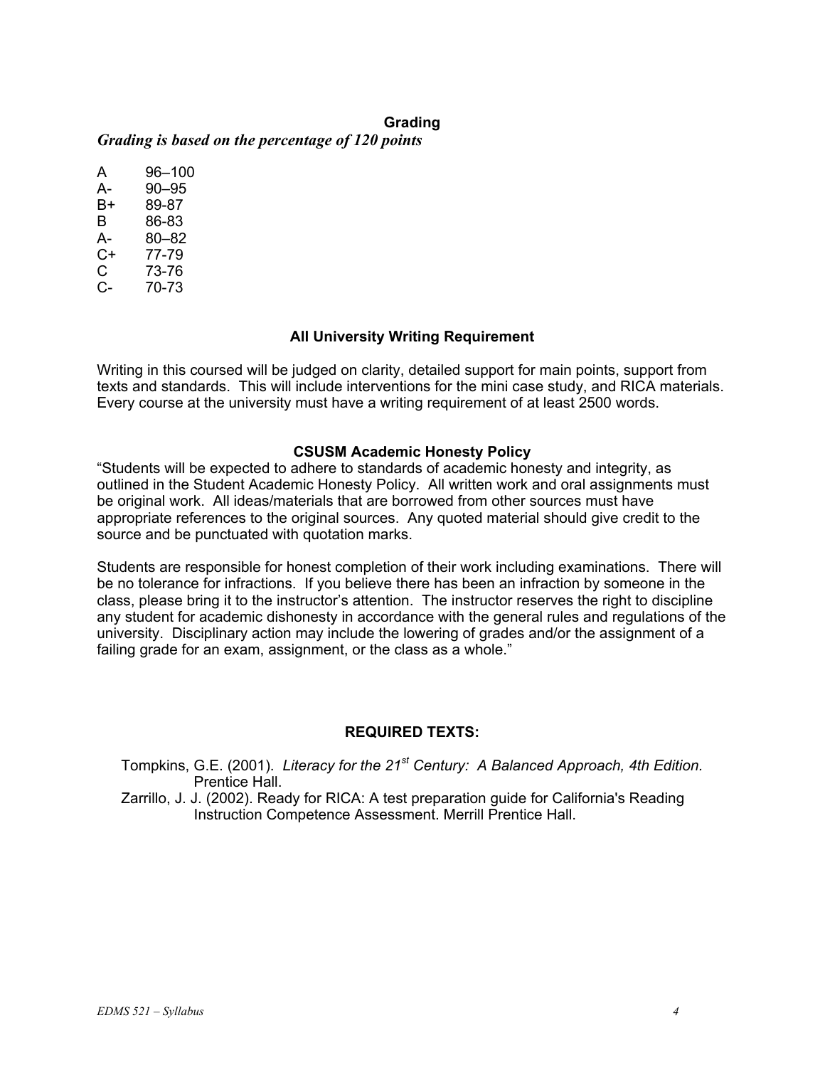## Grading

***Grading is based on the percentage of 120 points***

| | |
|---|---|
| A | 96–100 |
| A- | 90–95 |
| B+ | 89-87 |
| B | 86-83 |
| A- | 80–82 |
| C+ | 77-79 |
| C | 73-76 |
| C- | 70-73 |

## All University Writing Requirement

Writing in this coursed will be judged on clarity, detailed support for main points, support from texts and standards. This will include interventions for the mini case study, and RICA materials. Every course at the university must have a writing requirement of at least 2500 words.

## CSUSM Academic Honesty Policy

"Students will be expected to adhere to standards of academic honesty and integrity, as outlined in the Student Academic Honesty Policy. All written work and oral assignments must be original work. All ideas/materials that are borrowed from other sources must have appropriate references to the original sources. Any quoted material should give credit to the source and be punctuated with quotation marks.

Students are responsible for honest completion of their work including examinations. There will be no tolerance for infractions. If you believe there has been an infraction by someone in the class, please bring it to the instructor's attention. The instructor reserves the right to discipline any student for academic dishonesty in accordance with the general rules and regulations of the university. Disciplinary action may include the lowering of grades and/or the assignment of a failing grade for an exam, assignment, or the class as a whole."

## REQUIRED TEXTS:

Tompkins, G.E. (2001). *Literacy for the 21st Century: A Balanced Approach, 4th Edition.* Prentice Hall.

Zarrillo, J. J. (2002). Ready for RICA: A test preparation guide for California's Reading Instruction Competence Assessment. Merrill Prentice Hall.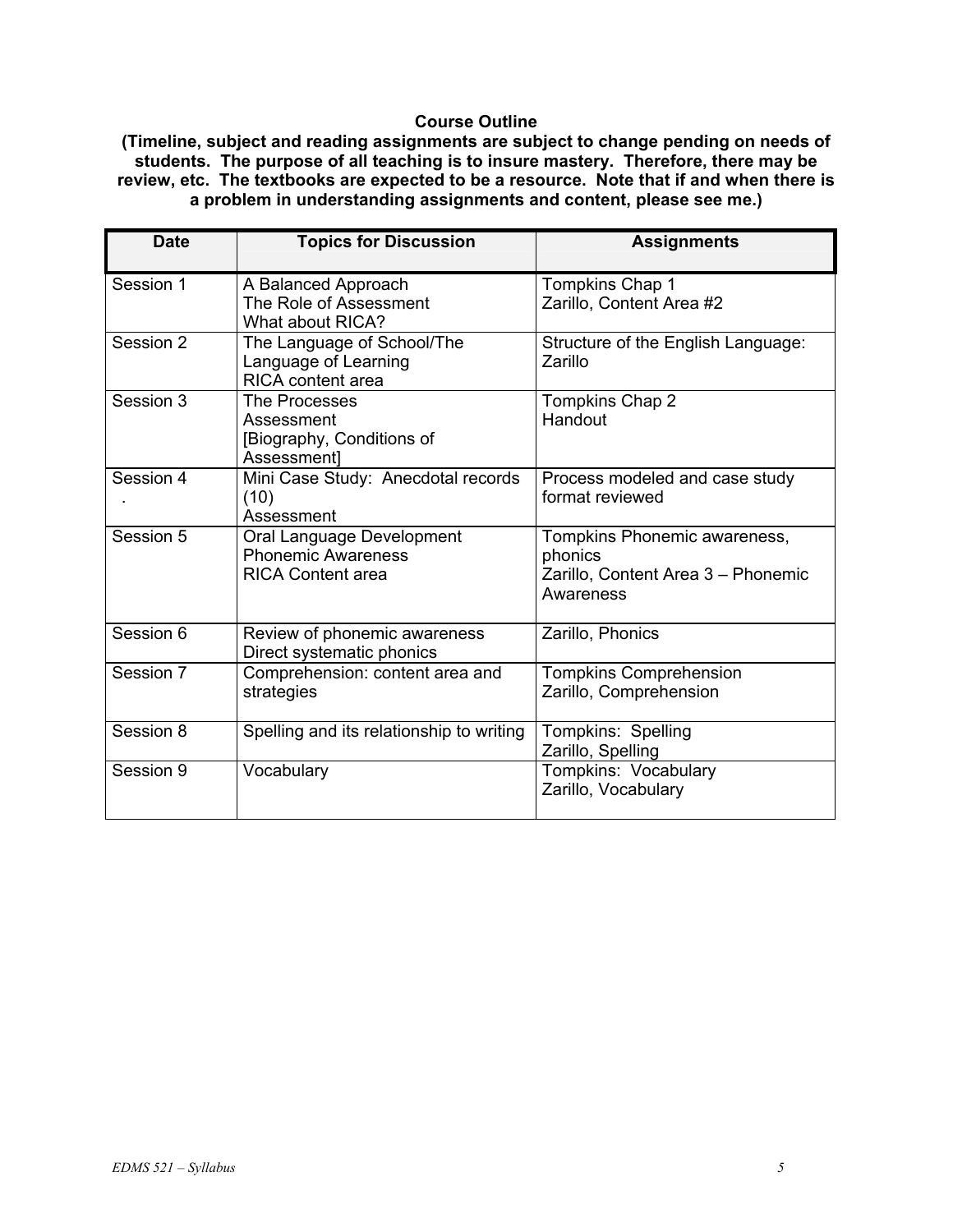**Course Outline**

**(Timeline, subject and reading assignments are subject to change pending on needs of students. The purpose of all teaching is to insure mastery. Therefore, there may be review, etc. The textbooks are expected to be a resource. Note that if and when there is a problem in understanding assignments and content, please see me.)**

| Date | Topics for Discussion | Assignments |
|---|---|---|
| Session 1 | A Balanced Approach<br>The Role of Assessment<br>What about RICA? | Tompkins Chap 1<br>Zarillo, Content Area #2 |
| Session 2 | The Language of School/The Language of Learning<br>RICA content area | Structure of the English Language: Zarillo |
| Session 3 | The Processes<br>Assessment<br>[Biography, Conditions of Assessment] | Tompkins Chap 2<br>Handout |
| Session 4<br>. | Mini Case Study: Anecdotal records (10)<br>Assessment | Process modeled and case study format reviewed |
| Session 5 | Oral Language Development<br>Phonemic Awareness<br>RICA Content area | Tompkins Phonemic awareness, phonics<br>Zarillo, Content Area 3 – Phonemic Awareness |
| Session 6 | Review of phonemic awareness<br>Direct systematic phonics | Zarillo, Phonics |
| Session 7 | Comprehension: content area and strategies | Tompkins Comprehension<br>Zarillo, Comprehension |
| Session 8 | Spelling and its relationship to writing | Tompkins: Spelling<br>Zarillo, Spelling |
| Session 9 | Vocabulary | Tompkins: Vocabulary<br>Zarillo, Vocabulary |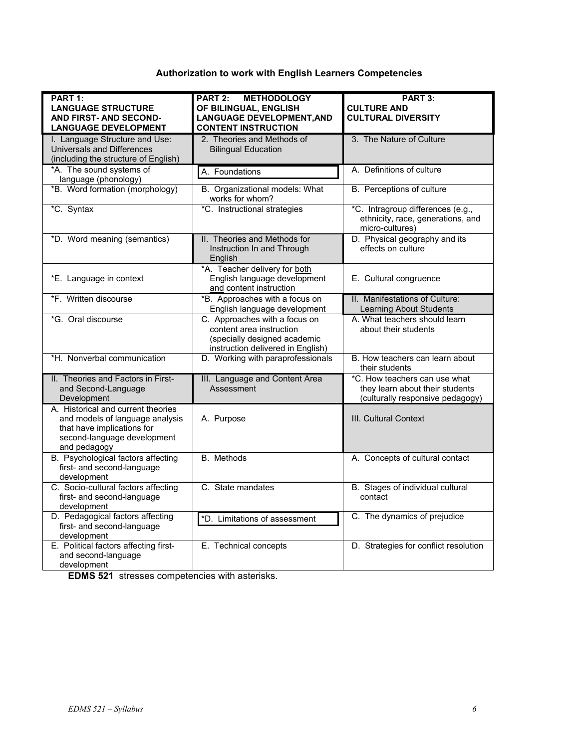## Authorization to work with English Learners Competencies

| PART 1: LANGUAGE STRUCTURE AND FIRST- AND SECOND-LANGUAGE DEVELOPMENT | PART 2: METHODOLOGY OF BILINGUAL, ENGLISH LANGUAGE DEVELOPMENT, AND CONTENT INSTRUCTION | PART 3: CULTURE AND CULTURAL DIVERSITY |
|---|---|---|
| I. Language Structure and Use: Universals and Differences (including the structure of English) | 2. Theories and Methods of Bilingual Education | 3. The Nature of Culture |
| *A. The sound systems of language (phonology) | A. Foundations | A. Definitions of culture |
| *B. Word formation (morphology) | B. Organizational models: What works for whom? | B. Perceptions of culture |
| *C. Syntax | *C. Instructional strategies | *C. Intragroup differences (e.g., ethnicity, race, generations, and micro-cultures) |
| *D. Word meaning (semantics) | II. Theories and Methods for Instruction In and Through English | D. Physical geography and its effects on culture |
| *E. Language in context | *A. Teacher delivery for both English language development and content instruction | E. Cultural congruence |
| *F. Written discourse | *B. Approaches with a focus on English language development | II. Manifestations of Culture: Learning About Students |
| *G. Oral discourse | C. Approaches with a focus on content area instruction (specially designed academic instruction delivered in English) | A. What teachers should learn about their students |
| *H. Nonverbal communication | D. Working with paraprofessionals | B. How teachers can learn about their students |
| II. Theories and Factors in First- and Second-Language Development | III. Language and Content Area Assessment | *C. How teachers can use what they learn about their students (culturally responsive pedagogy) |
| A. Historical and current theories and models of language analysis that have implications for second-language development and pedagogy | A. Purpose | III. Cultural Context |
| B. Psychological factors affecting first- and second-language development | B. Methods | A. Concepts of cultural contact |
| C. Socio-cultural factors affecting first- and second-language development | C. State mandates | B. Stages of individual cultural contact |
| D. Pedagogical factors affecting first- and second-language development | *D. Limitations of assessment | C. The dynamics of prejudice |
| E. Political factors affecting first- and second-language development | E. Technical concepts | D. Strategies for conflict resolution |

**EDMS 521** stresses competencies with asterisks.